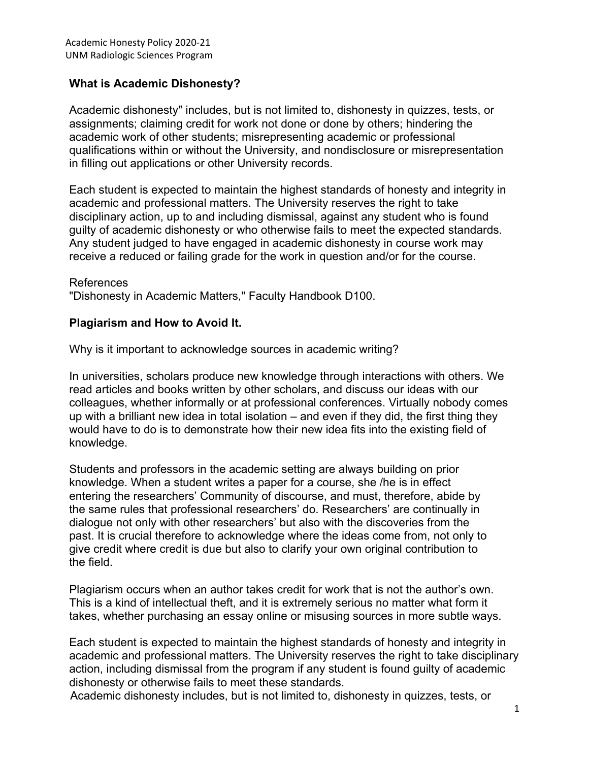Academic Honesty Policy 2020-21
UNM Radiologic Sciences Program

## What is Academic Dishonesty?

Academic dishonesty" includes, but is not limited to, dishonesty in quizzes, tests, or assignments; claiming credit for work not done or done by others; hindering the academic work of other students; misrepresenting academic or professional qualifications within or without the University, and nondisclosure or misrepresentation in filling out applications or other University records.

Each student is expected to maintain the highest standards of honesty and integrity in academic and professional matters. The University reserves the right to take disciplinary action, up to and including dismissal, against any student who is found guilty of academic dishonesty or who otherwise fails to meet the expected standards. Any student judged to have engaged in academic dishonesty in course work may receive a reduced or failing grade for the work in question and/or for the course.

References
"Dishonesty in Academic Matters," Faculty Handbook D100.

## Plagiarism and How to Avoid It.

Why is it important to acknowledge sources in academic writing?

In universities, scholars produce new knowledge through interactions with others. We read articles and books written by other scholars, and discuss our ideas with our colleagues, whether informally or at professional conferences. Virtually nobody comes up with a brilliant new idea in total isolation – and even if they did, the first thing they would have to do is to demonstrate how their new idea fits into the existing field of knowledge.

Students and professors in the academic setting are always building on prior knowledge. When a student writes a paper for a course, she /he is in effect entering the researchers' Community of discourse, and must, therefore, abide by the same rules that professional researchers' do. Researchers' are continually in dialogue not only with other researchers' but also with the discoveries from the past. It is crucial therefore to acknowledge where the ideas come from, not only to give credit where credit is due but also to clarify your own original contribution to the field.

Plagiarism occurs when an author takes credit for work that is not the author's own. This is a kind of intellectual theft, and it is extremely serious no matter what form it takes, whether purchasing an essay online or misusing sources in more subtle ways.

Each student is expected to maintain the highest standards of honesty and integrity in academic and professional matters. The University reserves the right to take disciplinary action, including dismissal from the program if any student is found guilty of academic dishonesty or otherwise fails to meet these standards.
Academic dishonesty includes, but is not limited to, dishonesty in quizzes, tests, or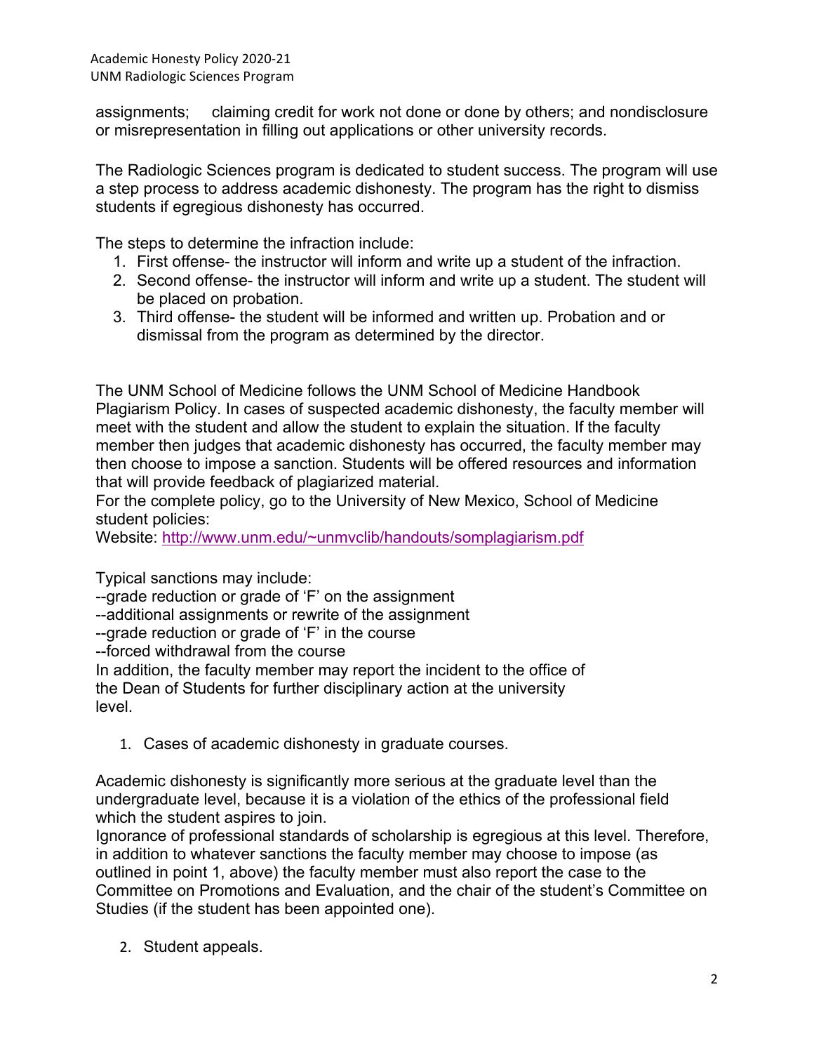assignments; claiming credit for work not done or done by others; and nondisclosure or misrepresentation in filling out applications or other university records.

The Radiologic Sciences program is dedicated to student success. The program will use a step process to address academic dishonesty. The program has the right to dismiss students if egregious dishonesty has occurred.

The steps to determine the infraction include:

1. First offense- the instructor will inform and write up a student of the infraction.
2. Second offense- the instructor will inform and write up a student. The student will be placed on probation.
3. Third offense- the student will be informed and written up. Probation and or dismissal from the program as determined by the director.

The UNM School of Medicine follows the UNM School of Medicine Handbook Plagiarism Policy. In cases of suspected academic dishonesty, the faculty member will meet with the student and allow the student to explain the situation. If the faculty member then judges that academic dishonesty has occurred, the faculty member may then choose to impose a sanction. Students will be offered resources and information that will provide feedback of plagiarized material.
For the complete policy, go to the University of New Mexico, School of Medicine student policies:
Website: [http://www.unm.edu/~unmvclib/handouts/somplagiarism.pdf](http://www.unm.edu/~unmvclib/handouts/somplagiarism.pdf)

Typical sanctions may include:
--grade reduction or grade of 'F' on the assignment
--additional assignments or rewrite of the assignment
--grade reduction or grade of 'F' in the course
--forced withdrawal from the course
In addition, the faculty member may report the incident to the office of the Dean of Students for further disciplinary action at the university level.

1. Cases of academic dishonesty in graduate courses.

Academic dishonesty is significantly more serious at the graduate level than the undergraduate level, because it is a violation of the ethics of the professional field which the student aspires to join.
Ignorance of professional standards of scholarship is egregious at this level. Therefore, in addition to whatever sanctions the faculty member may choose to impose (as outlined in point 1, above) the faculty member must also report the case to the Committee on Promotions and Evaluation, and the chair of the student's Committee on Studies (if the student has been appointed one).

2. Student appeals.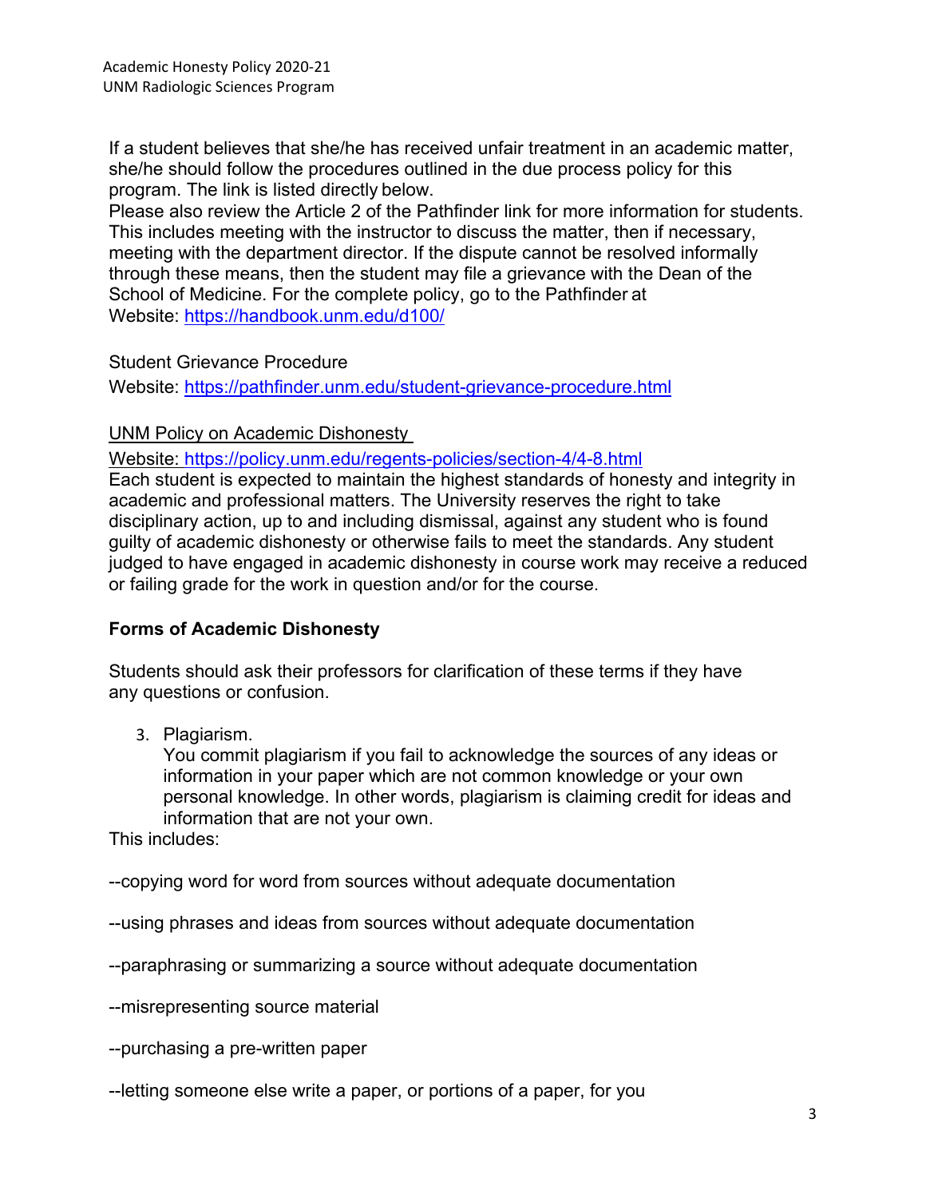If a student believes that she/he has received unfair treatment in an academic matter, she/he should follow the procedures outlined in the due process policy for this program. The link is listed directly below.

Please also review the Article 2 of the Pathfinder link for more information for students. This includes meeting with the instructor to discuss the matter, then if necessary, meeting with the department director. If the dispute cannot be resolved informally through these means, then the student may file a grievance with the Dean of the School of Medicine. For the complete policy, go to the Pathfinder at Website: https://handbook.unm.edu/d100/

Student Grievance Procedure

Website: https://pathfinder.unm.edu/student-grievance-procedure.html

UNM Policy on Academic Dishonesty

Website: https://policy.unm.edu/regents-policies/section-4/4-8.html

Each student is expected to maintain the highest standards of honesty and integrity in academic and professional matters. The University reserves the right to take disciplinary action, up to and including dismissal, against any student who is found guilty of academic dishonesty or otherwise fails to meet the standards. Any student judged to have engaged in academic dishonesty in course work may receive a reduced or failing grade for the work in question and/or for the course.

**Forms of Academic Dishonesty**

Students should ask their professors for clarification of these terms if they have any questions or confusion.

3. Plagiarism.
   You commit plagiarism if you fail to acknowledge the sources of any ideas or information in your paper which are not common knowledge or your own personal knowledge. In other words, plagiarism is claiming credit for ideas and information that are not your own.

This includes:

--copying word for word from sources without adequate documentation

--using phrases and ideas from sources without adequate documentation

--paraphrasing or summarizing a source without adequate documentation

--misrepresenting source material

--purchasing a pre-written paper

--letting someone else write a paper, or portions of a paper, for you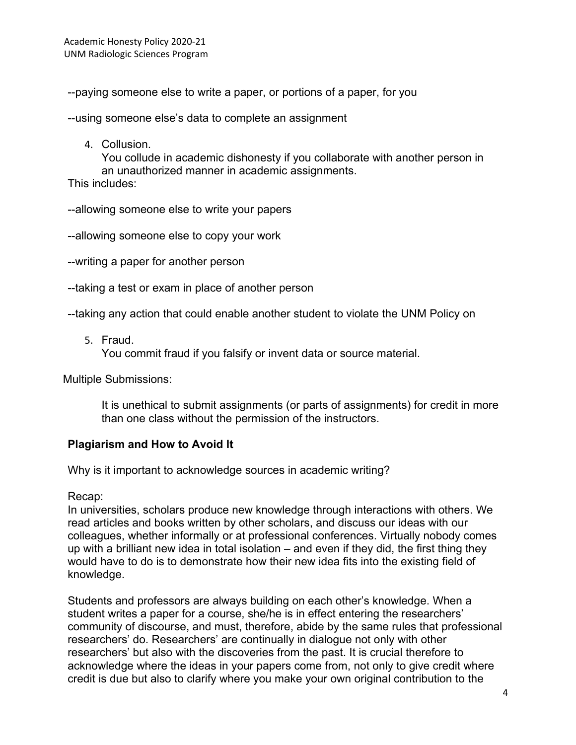--paying someone else to write a paper, or portions of a paper, for you

--using someone else's data to complete an assignment

4. Collusion.
   You collude in academic dishonesty if you collaborate with another person in an unauthorized manner in academic assignments.

This includes:

--allowing someone else to write your papers

--allowing someone else to copy your work

--writing a paper for another person

--taking a test or exam in place of another person

--taking any action that could enable another student to violate the UNM Policy on

5. Fraud.
   You commit fraud if you falsify or invent data or source material.

Multiple Submissions:

It is unethical to submit assignments (or parts of assignments) for credit in more than one class without the permission of the instructors.

**Plagiarism and How to Avoid It**

Why is it important to acknowledge sources in academic writing?

Recap:
In universities, scholars produce new knowledge through interactions with others. We read articles and books written by other scholars, and discuss our ideas with our colleagues, whether informally or at professional conferences. Virtually nobody comes up with a brilliant new idea in total isolation – and even if they did, the first thing they would have to do is to demonstrate how their new idea fits into the existing field of knowledge.

Students and professors are always building on each other's knowledge. When a student writes a paper for a course, she/he is in effect entering the researchers' community of discourse, and must, therefore, abide by the same rules that professional researchers' do. Researchers' are continually in dialogue not only with other researchers' but also with the discoveries from the past. It is crucial therefore to acknowledge where the ideas in your papers come from, not only to give credit where credit is due but also to clarify where you make your own original contribution to the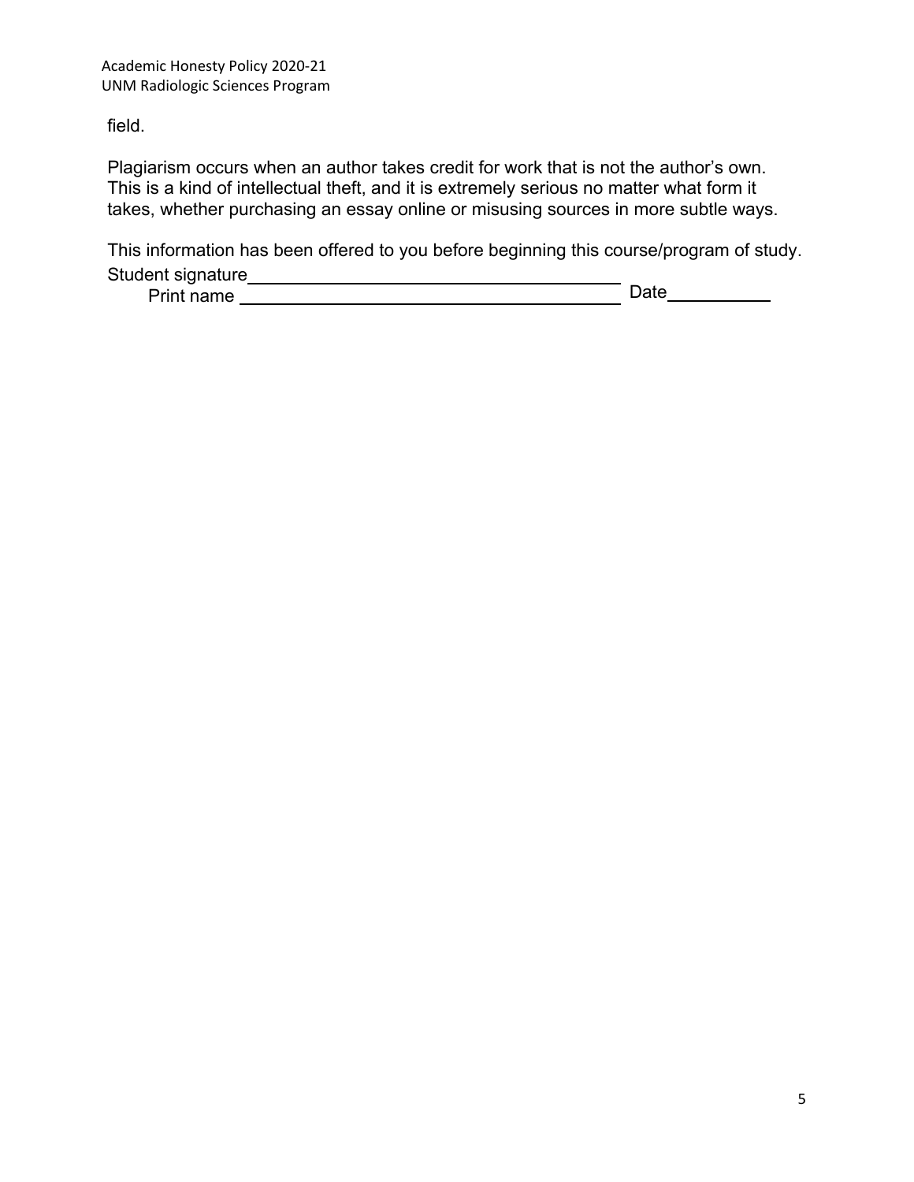field.

Plagiarism occurs when an author takes credit for work that is not the author's own. This is a kind of intellectual theft, and it is extremely serious no matter what form it takes, whether purchasing an essay online or misusing sources in more subtle ways.

This information has been offered to you before beginning this course/program of study.

Student signature\_\_\_\_\_\_\_\_\_\_\_\_\_\_\_\_\_\_\_\_\_\_\_\_\_\_\_\_\_\_\_\_\_\_\_\_\_\_\_\_

Print name \_\_\_\_\_\_\_\_\_\_\_\_\_\_\_\_\_\_\_\_\_\_\_\_\_\_\_\_\_\_\_\_\_\_\_\_\_\_\_\_ Date\_\_\_\_\_\_\_\_\_\_